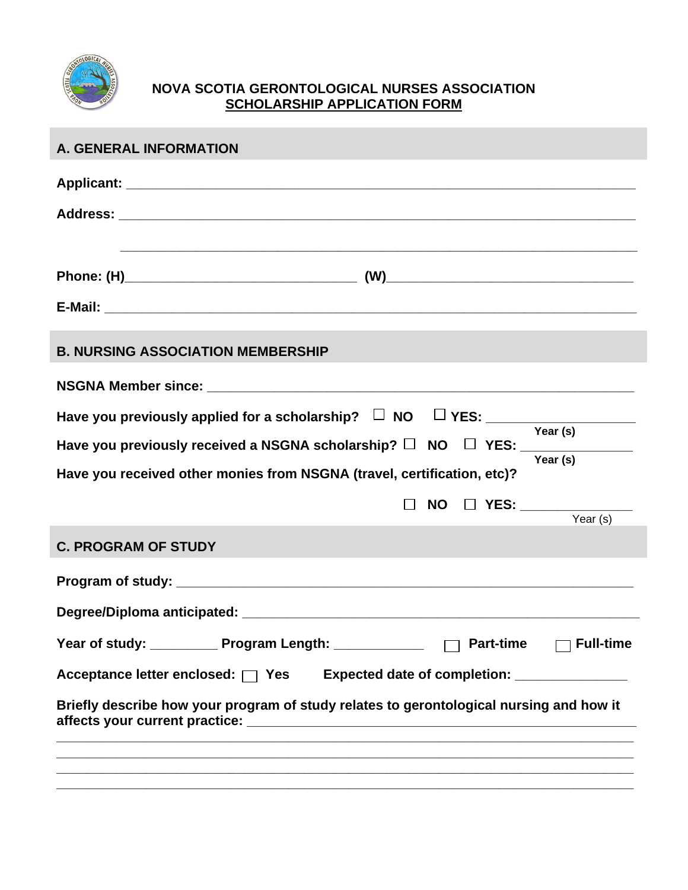**NOVA SCOTIA GERONTOLOGICAL NURSES ASSOCIATION**

**SCHOLARSHIP APPLICATION FORM**

## A. GENERAL INFORMATION

**Applicant:** ___________________________________________________________________

**Address:** ___________________________________________________________________

___________________________________________________________________

**Phone: (H)**_______________________________ **(W)**__________________________________

**E-Mail:** ___________________________________________________________________

## B. NURSING ASSOCIATION MEMBERSHIP

**NSGNA Member since:** _______________________________________________________

**Have you previously applied for a scholarship?** ☐ **NO** ☐ **YES:** ___________________ **Year (s)**

**Have you previously received a NSGNA scholarship?** ☐ **NO** ☐ **YES:** _______________ **Year (s)**

**Have you received other monies from NSGNA (travel, certification, etc)?**

☐ **NO** ☐ **YES:** _______________ Year (s)

## C. PROGRAM OF STUDY

**Program of study:** _______________________________________________________

**Degree/Diploma anticipated:** _______________________________________________________

**Year of study:** _________ **Program Length:** ____________ ☐ **Part-time** ☐ **Full-time**

**Acceptance letter enclosed:** ☐ **Yes** **Expected date of completion:** _______________

**Briefly describe how your program of study relates to gerontological nursing and how it affects your current practice:** _______________________________________________________

___________________________________________________________________

___________________________________________________________________

___________________________________________________________________

___________________________________________________________________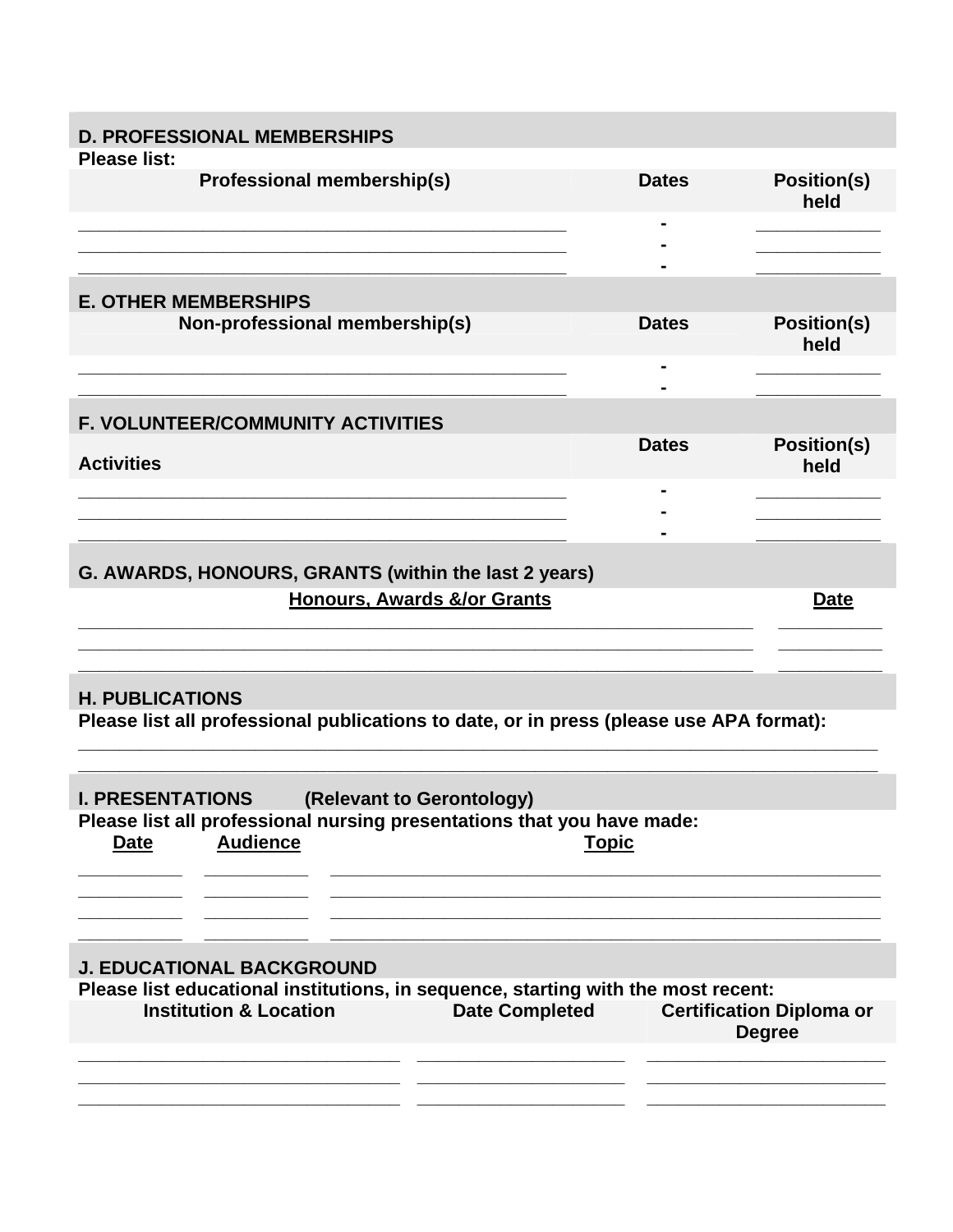## D. PROFESSIONAL MEMBERSHIPS

**Please list:**

| Professional membership(s) | Dates | Position(s) held |
|---|---|---|
| ______________________________ | - | __________ |
| ______________________________ | - | __________ |
| ______________________________ | - | __________ |

## E. OTHER MEMBERSHIPS

| Non-professional membership(s) | Dates | Position(s) held |
|---|---|---|
| ______________________________ | - | __________ |
| ______________________________ | - | __________ |

## F. VOLUNTEER/COMMUNITY ACTIVITIES

| Activities | Dates | Position(s) held |
|---|---|---|
| ______________________________ | - | __________ |
| ______________________________ | - | __________ |
| ______________________________ | - | __________ |

## G. AWARDS, HONOURS, GRANTS (within the last 2 years)

| Honours, Awards &/or Grants | Date |
|---|---|
| ______________________________ | __________ |
| ______________________________ | __________ |
| ______________________________ | __________ |

## H. PUBLICATIONS

**Please list all professional publications to date, or in press (please use APA format):**

______________________________________________________________________

______________________________________________________________________

## I. PRESENTATIONS (Relevant to Gerontology)

**Please list all professional nursing presentations that you have made:**

| Date | Audience | Topic |
|---|---|---|
| __________ | __________ | ______________________________ |
| __________ | __________ | ______________________________ |
| __________ | __________ | ______________________________ |
| __________ | __________ | ______________________________ |

## J. EDUCATIONAL BACKGROUND

**Please list educational institutions, in sequence, starting with the most recent:**

| Institution & Location | Date Completed | Certification Diploma or Degree |
|---|---|---|
| ______________________ | ______________ | ______________________ |
| ______________________ | ______________ | ______________________ |
| ______________________ | ______________ | ______________________ |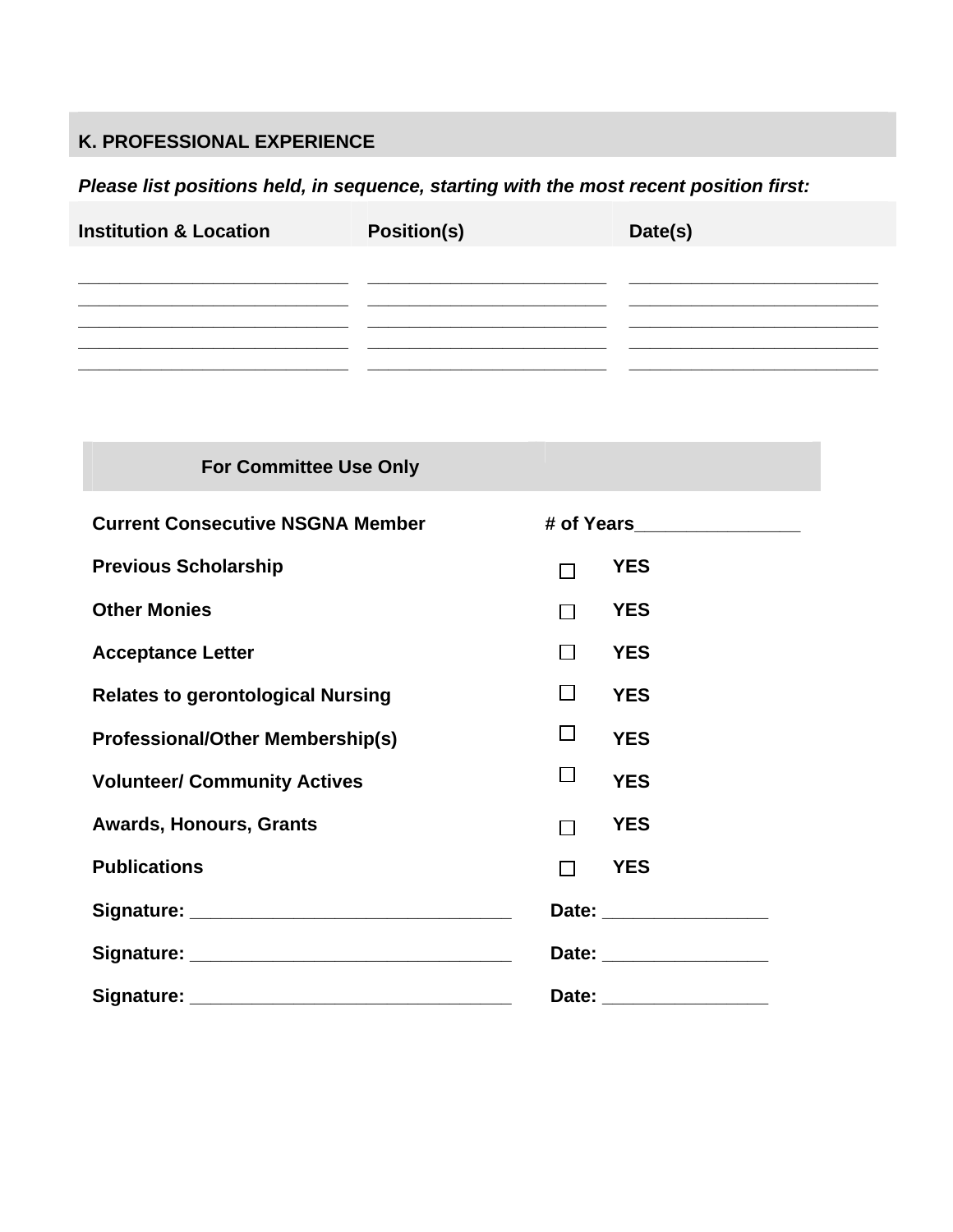## K. PROFESSIONAL EXPERIENCE

***Please list positions held, in sequence, starting with the most recent position first:***

| Institution & Location | Position(s) | Date(s) |
|---|---|---|
| ___________________________ | ________________________ | _________________________ |
| ___________________________ | ________________________ | _________________________ |
| ___________________________ | ________________________ | _________________________ |
| ___________________________ | ________________________ | _________________________ |
| ___________________________ | ________________________ | _________________________ |

| For Committee Use Only | |
|---|---|
| **Current Consecutive NSGNA Member** | **# of Years**________________ |
| **Previous Scholarship** | ☐ **YES** |
| **Other Monies** | ☐ **YES** |
| **Acceptance Letter** | ☐ **YES** |
| **Relates to gerontological Nursing** | ☐ **YES** |
| **Professional/Other Membership(s)** | ☐ **YES** |
| **Volunteer/ Community Actives** | ☐ **YES** |
| **Awards, Honours, Grants** | ☐ **YES** |
| **Publications** | ☐ **YES** |
| **Signature:** ________________________________ | **Date:** ________________ |
| **Signature:** ________________________________ | **Date:** ________________ |
| **Signature:** ________________________________ | **Date:** ________________ |